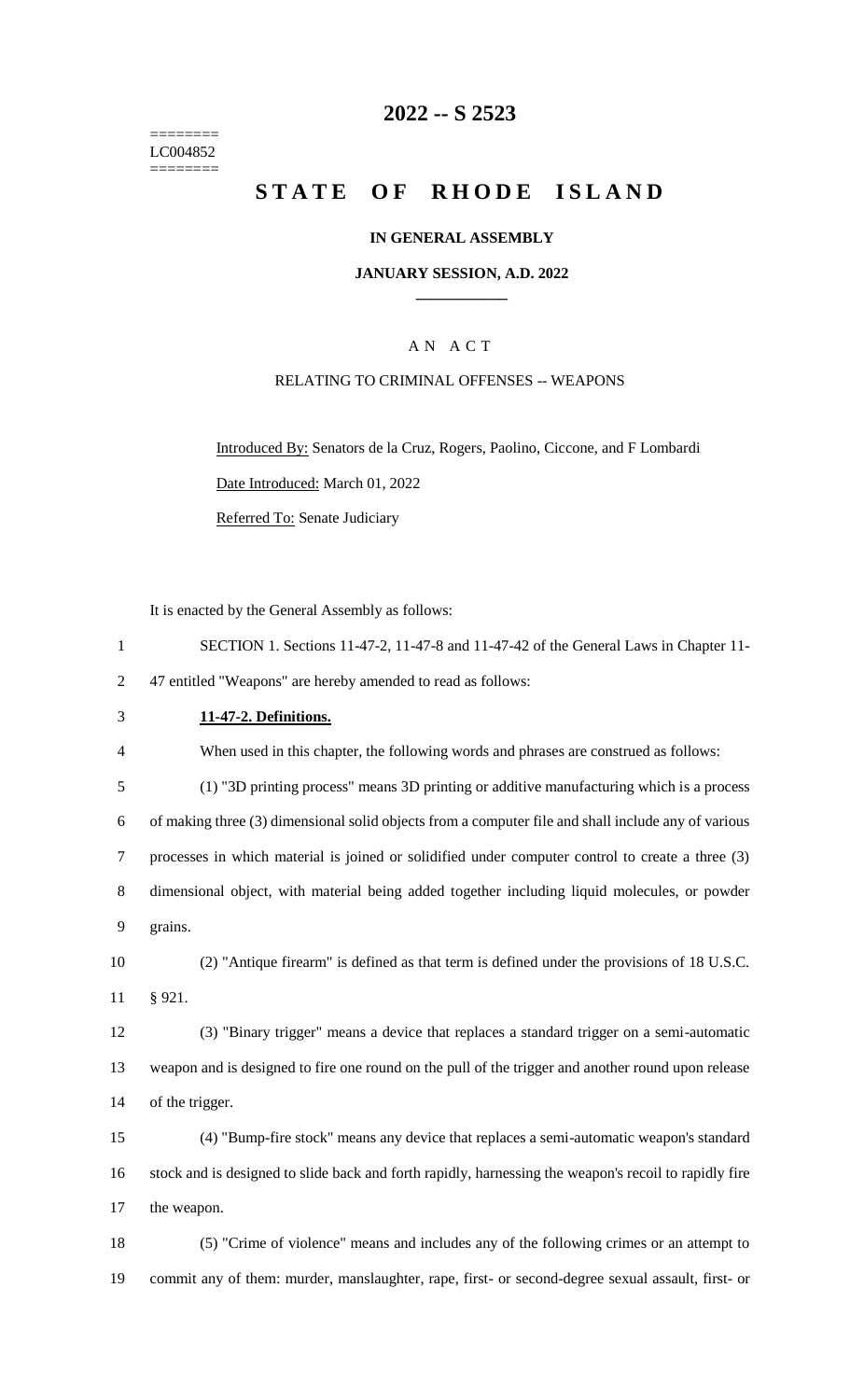========
LC004852
========

# 2022 -- S 2523

# STATE OF RHODE ISLAND

## IN GENERAL ASSEMBLY

### JANUARY SESSION, A.D. 2022

---

### A N A C T

RELATING TO CRIMINAL OFFENSES -- WEAPONS

Introduced By: Senators de la Cruz, Rogers, Paolino, Ciccone, and F Lombardi

Date Introduced: March 01, 2022

Referred To: Senate Judiciary

It is enacted by the General Assembly as follows:

SECTION 1. Sections 11-47-2, 11-47-8 and 11-47-42 of the General Laws in Chapter 11-47 entitled "Weapons" are hereby amended to read as follows:

**11-47-2. Definitions.**

When used in this chapter, the following words and phrases are construed as follows:

(1) "3D printing process" means 3D printing or additive manufacturing which is a process of making three (3) dimensional solid objects from a computer file and shall include any of various processes in which material is joined or solidified under computer control to create a three (3) dimensional object, with material being added together including liquid molecules, or powder grains.

(2) "Antique firearm" is defined as that term is defined under the provisions of 18 U.S.C. § 921.

(3) "Binary trigger" means a device that replaces a standard trigger on a semi-automatic weapon and is designed to fire one round on the pull of the trigger and another round upon release of the trigger.

(4) "Bump-fire stock" means any device that replaces a semi-automatic weapon's standard stock and is designed to slide back and forth rapidly, harnessing the weapon's recoil to rapidly fire the weapon.

(5) "Crime of violence" means and includes any of the following crimes or an attempt to commit any of them: murder, manslaughter, rape, first- or second-degree sexual assault, first- or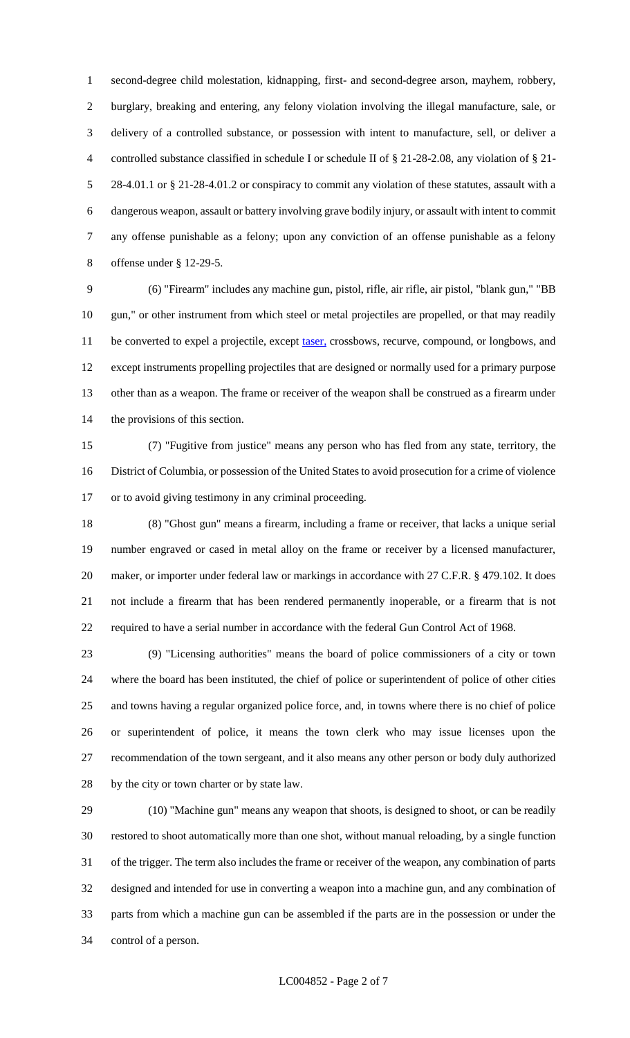second-degree child molestation, kidnapping, first- and second-degree arson, mayhem, robbery, burglary, breaking and entering, any felony violation involving the illegal manufacture, sale, or delivery of a controlled substance, or possession with intent to manufacture, sell, or deliver a controlled substance classified in schedule I or schedule II of § 21-28-2.08, any violation of § 21-28-4.01.1 or § 21-28-4.01.2 or conspiracy to commit any violation of these statutes, assault with a dangerous weapon, assault or battery involving grave bodily injury, or assault with intent to commit any offense punishable as a felony; upon any conviction of an offense punishable as a felony offense under § 12-29-5.

(6) "Firearm" includes any machine gun, pistol, rifle, air rifle, air pistol, "blank gun," "BB gun," or other instrument from which steel or metal projectiles are propelled, or that may readily be converted to expel a projectile, except taser, crossbows, recurve, compound, or longbows, and except instruments propelling projectiles that are designed or normally used for a primary purpose other than as a weapon. The frame or receiver of the weapon shall be construed as a firearm under the provisions of this section.

(7) "Fugitive from justice" means any person who has fled from any state, territory, the District of Columbia, or possession of the United States to avoid prosecution for a crime of violence or to avoid giving testimony in any criminal proceeding.

(8) "Ghost gun" means a firearm, including a frame or receiver, that lacks a unique serial number engraved or cased in metal alloy on the frame or receiver by a licensed manufacturer, maker, or importer under federal law or markings in accordance with 27 C.F.R. § 479.102. It does not include a firearm that has been rendered permanently inoperable, or a firearm that is not required to have a serial number in accordance with the federal Gun Control Act of 1968.

(9) "Licensing authorities" means the board of police commissioners of a city or town where the board has been instituted, the chief of police or superintendent of police of other cities and towns having a regular organized police force, and, in towns where there is no chief of police or superintendent of police, it means the town clerk who may issue licenses upon the recommendation of the town sergeant, and it also means any other person or body duly authorized by the city or town charter or by state law.

(10) "Machine gun" means any weapon that shoots, is designed to shoot, or can be readily restored to shoot automatically more than one shot, without manual reloading, by a single function of the trigger. The term also includes the frame or receiver of the weapon, any combination of parts designed and intended for use in converting a weapon into a machine gun, and any combination of parts from which a machine gun can be assembled if the parts are in the possession or under the control of a person.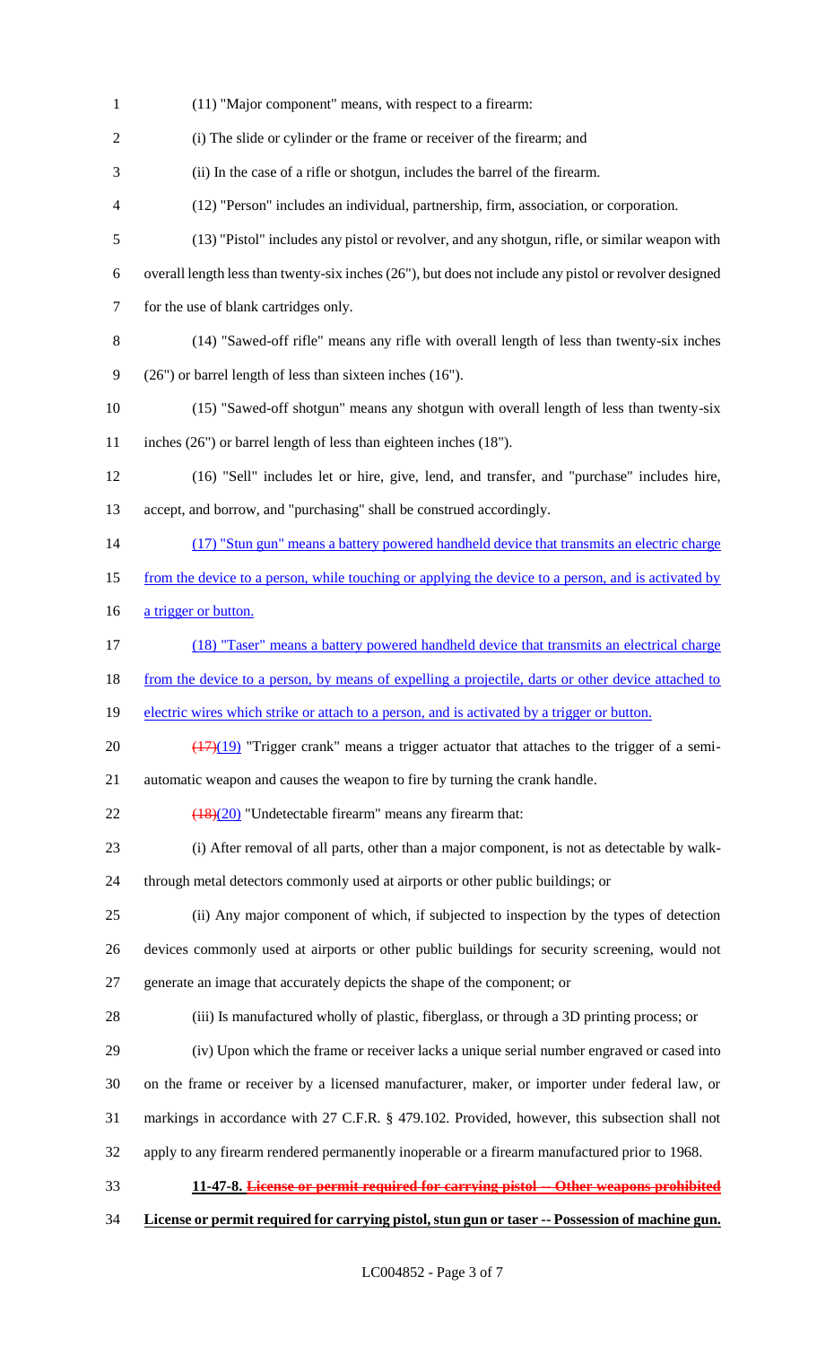(11) "Major component" means, with respect to a firearm:

(i) The slide or cylinder or the frame or receiver of the firearm; and

(ii) In the case of a rifle or shotgun, includes the barrel of the firearm.

(12) "Person" includes an individual, partnership, firm, association, or corporation.

(13) "Pistol" includes any pistol or revolver, and any shotgun, rifle, or similar weapon with overall length less than twenty-six inches (26"), but does not include any pistol or revolver designed for the use of blank cartridges only.

(14) "Sawed-off rifle" means any rifle with overall length of less than twenty-six inches (26") or barrel length of less than sixteen inches (16").

(15) "Sawed-off shotgun" means any shotgun with overall length of less than twenty-six inches (26") or barrel length of less than eighteen inches (18").

(16) "Sell" includes let or hire, give, lend, and transfer, and "purchase" includes hire, accept, and borrow, and "purchasing" shall be construed accordingly.

<u>(17) "Stun gun" means a battery powered handheld device that transmits an electric charge from the device to a person, while touching or applying the device to a person, and is activated by a trigger or button.</u>

<u>(18) "Taser" means a battery powered handheld device that transmits an electrical charge from the device to a person, by means of expelling a projectile, darts or other device attached to electric wires which strike or attach to a person, and is activated by a trigger or button.</u>

~~(17)~~<u>(19)</u> "Trigger crank" means a trigger actuator that attaches to the trigger of a semi-automatic weapon and causes the weapon to fire by turning the crank handle.

~~(18)~~<u>(20)</u> "Undetectable firearm" means any firearm that:

(i) After removal of all parts, other than a major component, is not as detectable by walk-through metal detectors commonly used at airports or other public buildings; or

(ii) Any major component of which, if subjected to inspection by the types of detection devices commonly used at airports or other public buildings for security screening, would not generate an image that accurately depicts the shape of the component; or

(iii) Is manufactured wholly of plastic, fiberglass, or through a 3D printing process; or

(iv) Upon which the frame or receiver lacks a unique serial number engraved or cased into on the frame or receiver by a licensed manufacturer, maker, or importer under federal law, or markings in accordance with 27 C.F.R. § 479.102. Provided, however, this subsection shall not apply to any firearm rendered permanently inoperable or a firearm manufactured prior to 1968.

**11-47-8. ~~License or permit required for carrying pistol -- Other weapons prohibited~~**
**<u>License or permit required for carrying pistol, stun gun or taser -- Possession of machine gun.</u>**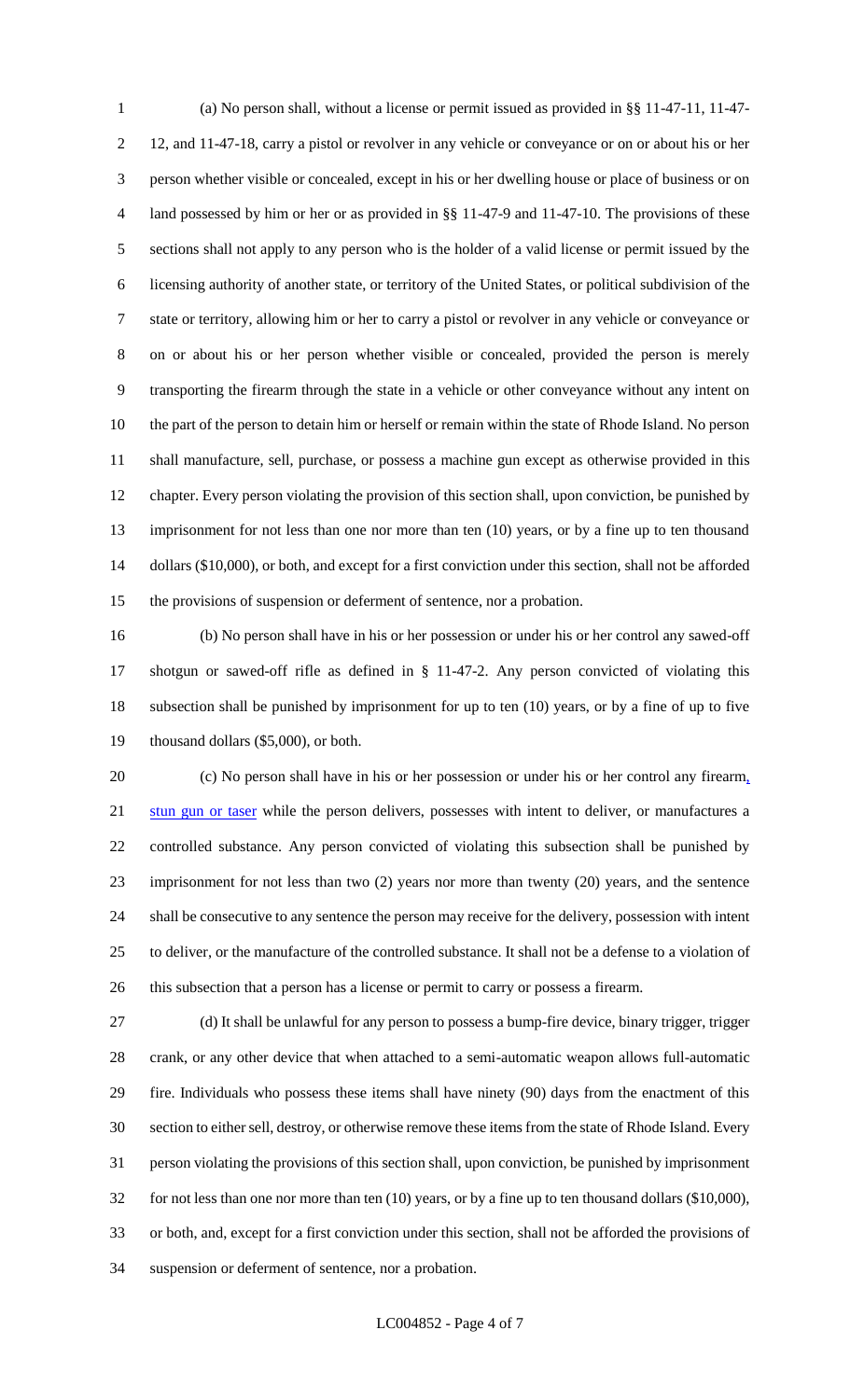(a) No person shall, without a license or permit issued as provided in §§ 11-47-11, 11-47-12, and 11-47-18, carry a pistol or revolver in any vehicle or conveyance or on or about his or her person whether visible or concealed, except in his or her dwelling house or place of business or on land possessed by him or her or as provided in §§ 11-47-9 and 11-47-10. The provisions of these sections shall not apply to any person who is the holder of a valid license or permit issued by the licensing authority of another state, or territory of the United States, or political subdivision of the state or territory, allowing him or her to carry a pistol or revolver in any vehicle or conveyance or on or about his or her person whether visible or concealed, provided the person is merely transporting the firearm through the state in a vehicle or other conveyance without any intent on the part of the person to detain him or herself or remain within the state of Rhode Island. No person shall manufacture, sell, purchase, or possess a machine gun except as otherwise provided in this chapter. Every person violating the provision of this section shall, upon conviction, be punished by imprisonment for not less than one nor more than ten (10) years, or by a fine up to ten thousand dollars ($10,000), or both, and except for a first conviction under this section, shall not be afforded the provisions of suspension or deferment of sentence, nor a probation.

(b) No person shall have in his or her possession or under his or her control any sawed-off shotgun or sawed-off rifle as defined in § 11-47-2. Any person convicted of violating this subsection shall be punished by imprisonment for up to ten (10) years, or by a fine of up to five thousand dollars ($5,000), or both.

(c) No person shall have in his or her possession or under his or her control any firearm, stun gun or taser while the person delivers, possesses with intent to deliver, or manufactures a controlled substance. Any person convicted of violating this subsection shall be punished by imprisonment for not less than two (2) years nor more than twenty (20) years, and the sentence shall be consecutive to any sentence the person may receive for the delivery, possession with intent to deliver, or the manufacture of the controlled substance. It shall not be a defense to a violation of this subsection that a person has a license or permit to carry or possess a firearm.

(d) It shall be unlawful for any person to possess a bump-fire device, binary trigger, trigger crank, or any other device that when attached to a semi-automatic weapon allows full-automatic fire. Individuals who possess these items shall have ninety (90) days from the enactment of this section to either sell, destroy, or otherwise remove these items from the state of Rhode Island. Every person violating the provisions of this section shall, upon conviction, be punished by imprisonment for not less than one nor more than ten (10) years, or by a fine up to ten thousand dollars ($10,000), or both, and, except for a first conviction under this section, shall not be afforded the provisions of suspension or deferment of sentence, nor a probation.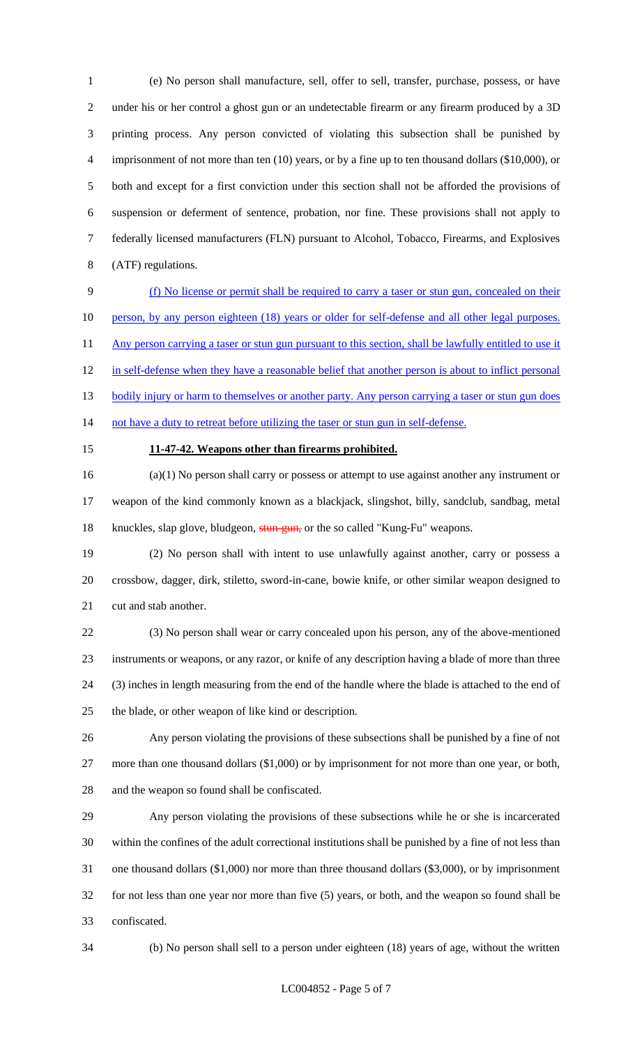(e) No person shall manufacture, sell, offer to sell, transfer, purchase, possess, or have under his or her control a ghost gun or an undetectable firearm or any firearm produced by a 3D printing process. Any person convicted of violating this subsection shall be punished by imprisonment of not more than ten (10) years, or by a fine up to ten thousand dollars ($10,000), or both and except for a first conviction under this section shall not be afforded the provisions of suspension or deferment of sentence, probation, nor fine. These provisions shall not apply to federally licensed manufacturers (FLN) pursuant to Alcohol, Tobacco, Firearms, and Explosives (ATF) regulations.

<u>(f) No license or permit shall be required to carry a taser or stun gun, concealed on their person, by any person eighteen (18) years or older for self-defense and all other legal purposes. Any person carrying a taser or stun gun pursuant to this section, shall be lawfully entitled to use it in self-defense when they have a reasonable belief that another person is about to inflict personal bodily injury or harm to themselves or another party. Any person carrying a taser or stun gun does not have a duty to retreat before utilizing the taser or stun gun in self-defense.</u>

**11-47-42. Weapons other than firearms prohibited.**

(a)(1) No person shall carry or possess or attempt to use against another any instrument or weapon of the kind commonly known as a blackjack, slingshot, billy, sandclub, sandbag, metal knuckles, slap glove, bludgeon, ~~stun-gun,~~ or the so called "Kung-Fu" weapons.

(2) No person shall with intent to use unlawfully against another, carry or possess a crossbow, dagger, dirk, stiletto, sword-in-cane, bowie knife, or other similar weapon designed to cut and stab another.

(3) No person shall wear or carry concealed upon his person, any of the above-mentioned instruments or weapons, or any razor, or knife of any description having a blade of more than three (3) inches in length measuring from the end of the handle where the blade is attached to the end of the blade, or other weapon of like kind or description.

Any person violating the provisions of these subsections shall be punished by a fine of not more than one thousand dollars ($1,000) or by imprisonment for not more than one year, or both, and the weapon so found shall be confiscated.

Any person violating the provisions of these subsections while he or she is incarcerated within the confines of the adult correctional institutions shall be punished by a fine of not less than one thousand dollars ($1,000) nor more than three thousand dollars ($3,000), or by imprisonment for not less than one year nor more than five (5) years, or both, and the weapon so found shall be confiscated.

(b) No person shall sell to a person under eighteen (18) years of age, without the written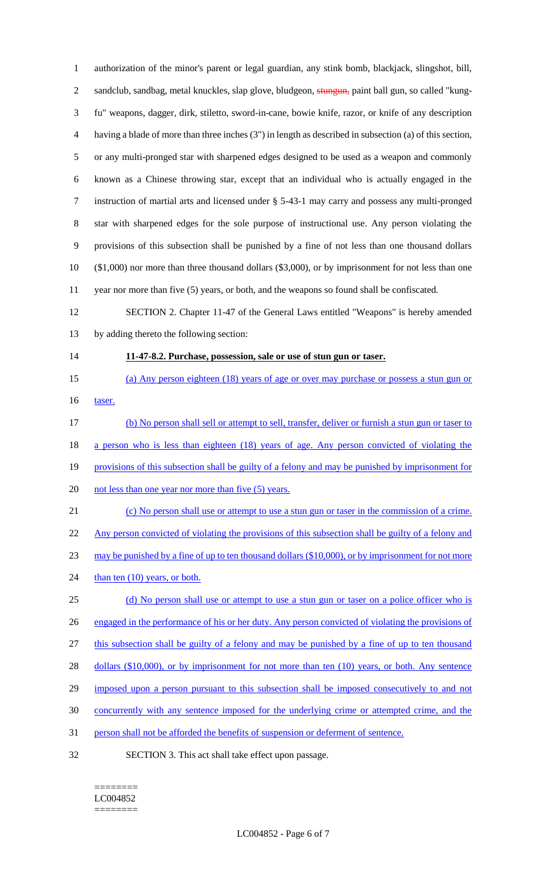authorization of the minor's parent or legal guardian, any stink bomb, blackjack, slingshot, bill, sandclub, sandbag, metal knuckles, slap glove, bludgeon, ~~stungun,~~ paint ball gun, so called "kung-fu" weapons, dagger, dirk, stiletto, sword-in-cane, bowie knife, razor, or knife of any description having a blade of more than three inches (3") in length as described in subsection (a) of this section, or any multi-pronged star with sharpened edges designed to be used as a weapon and commonly known as a Chinese throwing star, except that an individual who is actually engaged in the instruction of martial arts and licensed under § 5-43-1 may carry and possess any multi-pronged star with sharpened edges for the sole purpose of instructional use. Any person violating the provisions of this subsection shall be punished by a fine of not less than one thousand dollars ($1,000) nor more than three thousand dollars ($3,000), or by imprisonment for not less than one year nor more than five (5) years, or both, and the weapons so found shall be confiscated.

SECTION 2. Chapter 11-47 of the General Laws entitled "Weapons" is hereby amended by adding thereto the following section:

**11-47-8.2. Purchase, possession, sale or use of stun gun or taser.**

(a) Any person eighteen (18) years of age or over may purchase or possess a stun gun or taser.

(b) No person shall sell or attempt to sell, transfer, deliver or furnish a stun gun or taser to a person who is less than eighteen (18) years of age. Any person convicted of violating the provisions of this subsection shall be guilty of a felony and may be punished by imprisonment for not less than one year nor more than five (5) years.

(c) No person shall use or attempt to use a stun gun or taser in the commission of a crime. Any person convicted of violating the provisions of this subsection shall be guilty of a felony and may be punished by a fine of up to ten thousand dollars ($10,000), or by imprisonment for not more than ten (10) years, or both.

(d) No person shall use or attempt to use a stun gun or taser on a police officer who is engaged in the performance of his or her duty. Any person convicted of violating the provisions of this subsection shall be guilty of a felony and may be punished by a fine of up to ten thousand dollars ($10,000), or by imprisonment for not more than ten (10) years, or both. Any sentence imposed upon a person pursuant to this subsection shall be imposed consecutively to and not concurrently with any sentence imposed for the underlying crime or attempted crime, and the person shall not be afforded the benefits of suspension or deferment of sentence.

SECTION 3. This act shall take effect upon passage.

========
LC004852
========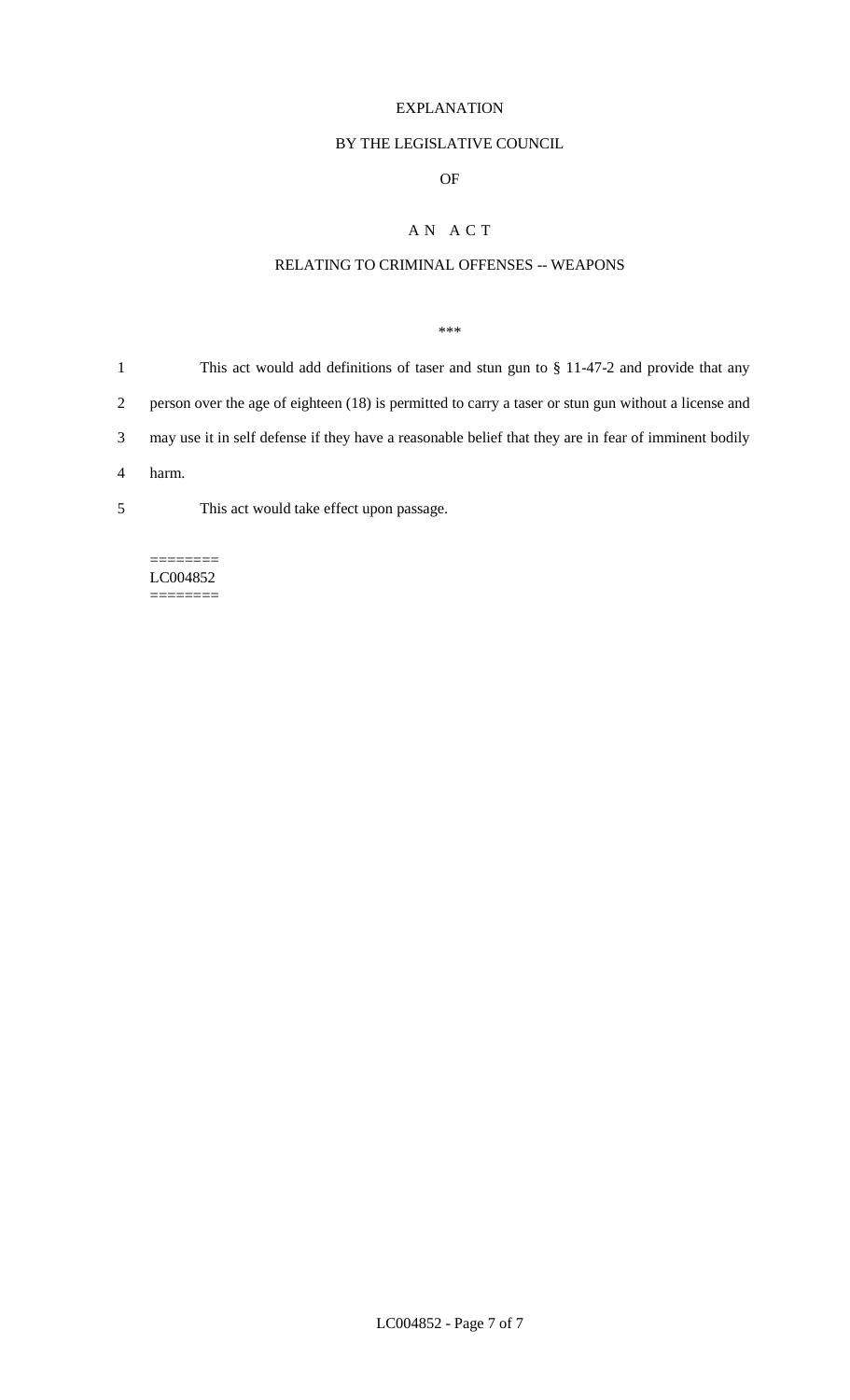EXPLANATION

BY THE LEGISLATIVE COUNCIL

OF

A N A C T

RELATING TO CRIMINAL OFFENSES -- WEAPONS

\*\*\*

This act would add definitions of taser and stun gun to § 11-47-2 and provide that any person over the age of eighteen (18) is permitted to carry a taser or stun gun without a license and may use it in self defense if they have a reasonable belief that they are in fear of imminent bodily harm.

This act would take effect upon passage.

========
LC004852
========